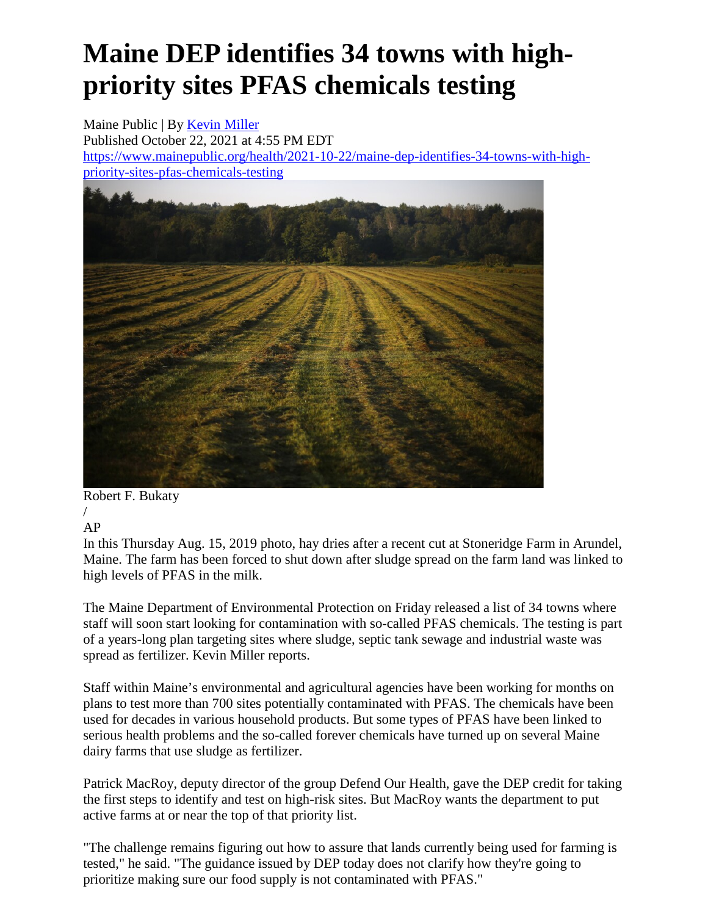# Maine DEP identifies 34 towns with high-priority sites PFAS chemicals testing

Maine Public | By [Kevin Miller](#)
Published October 22, 2021 at 4:55 PM EDT
[https://www.mainepublic.org/health/2021-10-22/maine-dep-identifies-34-towns-with-high-priority-sites-pfas-chemicals-testing](https://www.mainepublic.org/health/2021-10-22/maine-dep-identifies-34-towns-with-high-priority-sites-pfas-chemicals-testing)

Robert F. Bukaty
/
AP
In this Thursday Aug. 15, 2019 photo, hay dries after a recent cut at Stoneridge Farm in Arundel, Maine. The farm has been forced to shut down after sludge spread on the farm land was linked to high levels of PFAS in the milk.

The Maine Department of Environmental Protection on Friday released a list of 34 towns where staff will soon start looking for contamination with so-called PFAS chemicals. The testing is part of a years-long plan targeting sites where sludge, septic tank sewage and industrial waste was spread as fertilizer. Kevin Miller reports.

Staff within Maine's environmental and agricultural agencies have been working for months on plans to test more than 700 sites potentially contaminated with PFAS. The chemicals have been used for decades in various household products. But some types of PFAS have been linked to serious health problems and the so-called forever chemicals have turned up on several Maine dairy farms that use sludge as fertilizer.

Patrick MacRoy, deputy director of the group Defend Our Health, gave the DEP credit for taking the first steps to identify and test on high-risk sites. But MacRoy wants the department to put active farms at or near the top of that priority list.

"The challenge remains figuring out how to assure that lands currently being used for farming is tested," he said. "The guidance issued by DEP today does not clarify how they're going to prioritize making sure our food supply is not contaminated with PFAS."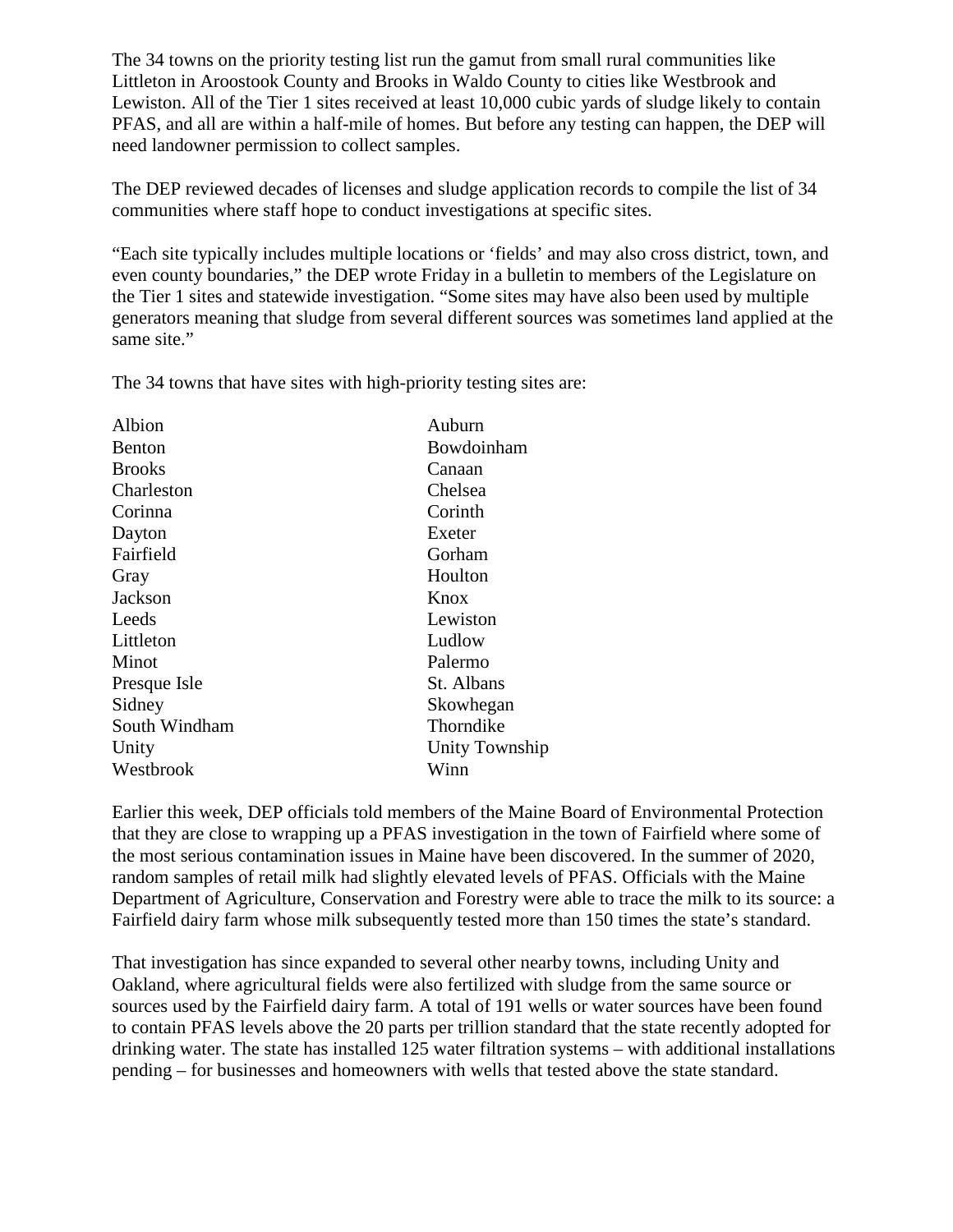The 34 towns on the priority testing list run the gamut from small rural communities like Littleton in Aroostook County and Brooks in Waldo County to cities like Westbrook and Lewiston. All of the Tier 1 sites received at least 10,000 cubic yards of sludge likely to contain PFAS, and all are within a half-mile of homes. But before any testing can happen, the DEP will need landowner permission to collect samples.

The DEP reviewed decades of licenses and sludge application records to compile the list of 34 communities where staff hope to conduct investigations at specific sites.

"Each site typically includes multiple locations or 'fields' and may also cross district, town, and even county boundaries," the DEP wrote Friday in a bulletin to members of the Legislature on the Tier 1 sites and statewide investigation. "Some sites may have also been used by multiple generators meaning that sludge from several different sources was sometimes land applied at the same site."

The 34 towns that have sites with high-priority testing sites are:

| | |
|---|---|
| Albion | Auburn |
| Benton | Bowdoinham |
| Brooks | Canaan |
| Charleston | Chelsea |
| Corinna | Corinth |
| Dayton | Exeter |
| Fairfield | Gorham |
| Gray | Houlton |
| Jackson | Knox |
| Leeds | Lewiston |
| Littleton | Ludlow |
| Minot | Palermo |
| Presque Isle | St. Albans |
| Sidney | Skowhegan |
| South Windham | Thorndike |
| Unity | Unity Township |
| Westbrook | Winn |

Earlier this week, DEP officials told members of the Maine Board of Environmental Protection that they are close to wrapping up a PFAS investigation in the town of Fairfield where some of the most serious contamination issues in Maine have been discovered. In the summer of 2020, random samples of retail milk had slightly elevated levels of PFAS. Officials with the Maine Department of Agriculture, Conservation and Forestry were able to trace the milk to its source: a Fairfield dairy farm whose milk subsequently tested more than 150 times the state's standard.

That investigation has since expanded to several other nearby towns, including Unity and Oakland, where agricultural fields were also fertilized with sludge from the same source or sources used by the Fairfield dairy farm. A total of 191 wells or water sources have been found to contain PFAS levels above the 20 parts per trillion standard that the state recently adopted for drinking water. The state has installed 125 water filtration systems – with additional installations pending – for businesses and homeowners with wells that tested above the state standard.